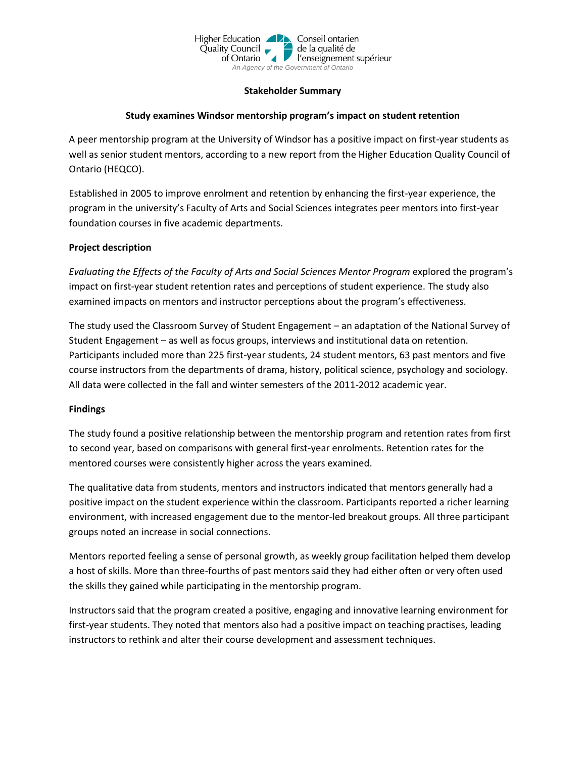Higher Education Quality Council of Ontario

Conseil ontarien de la qualité de l'enseignement supérieur

*An Agency of the Government of Ontario*

**Stakeholder Summary**

**Study examines Windsor mentorship program's impact on student retention**

A peer mentorship program at the University of Windsor has a positive impact on first-year students as well as senior student mentors, according to a new report from the Higher Education Quality Council of Ontario (HEQCO).

Established in 2005 to improve enrolment and retention by enhancing the first-year experience, the program in the university's Faculty of Arts and Social Sciences integrates peer mentors into first-year foundation courses in five academic departments.

**Project description**

*Evaluating the Effects of the Faculty of Arts and Social Sciences Mentor Program* explored the program's impact on first-year student retention rates and perceptions of student experience. The study also examined impacts on mentors and instructor perceptions about the program's effectiveness.

The study used the Classroom Survey of Student Engagement – an adaptation of the National Survey of Student Engagement – as well as focus groups, interviews and institutional data on retention. Participants included more than 225 first-year students, 24 student mentors, 63 past mentors and five course instructors from the departments of drama, history, political science, psychology and sociology. All data were collected in the fall and winter semesters of the 2011-2012 academic year.

**Findings**

The study found a positive relationship between the mentorship program and retention rates from first to second year, based on comparisons with general first-year enrolments. Retention rates for the mentored courses were consistently higher across the years examined.

The qualitative data from students, mentors and instructors indicated that mentors generally had a positive impact on the student experience within the classroom. Participants reported a richer learning environment, with increased engagement due to the mentor-led breakout groups. All three participant groups noted an increase in social connections.

Mentors reported feeling a sense of personal growth, as weekly group facilitation helped them develop a host of skills. More than three-fourths of past mentors said they had either often or very often used the skills they gained while participating in the mentorship program.

Instructors said that the program created a positive, engaging and innovative learning environment for first-year students. They noted that mentors also had a positive impact on teaching practises, leading instructors to rethink and alter their course development and assessment techniques.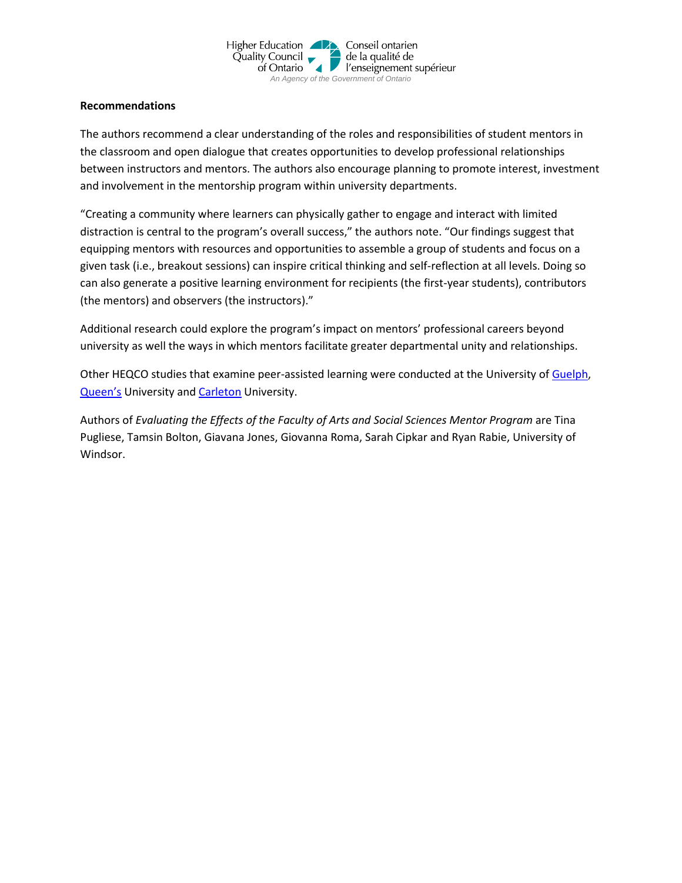**Recommendations**

The authors recommend a clear understanding of the roles and responsibilities of student mentors in the classroom and open dialogue that creates opportunities to develop professional relationships between instructors and mentors. The authors also encourage planning to promote interest, investment and involvement in the mentorship program within university departments.

"Creating a community where learners can physically gather to engage and interact with limited distraction is central to the program's overall success," the authors note. "Our findings suggest that equipping mentors with resources and opportunities to assemble a group of students and focus on a given task (i.e., breakout sessions) can inspire critical thinking and self-reflection at all levels. Doing so can also generate a positive learning environment for recipients (the first-year students), contributors (the mentors) and observers (the instructors)."

Additional research could explore the program's impact on mentors' professional careers beyond university as well the ways in which mentors facilitate greater departmental unity and relationships.

Other HEQCO studies that examine peer-assisted learning were conducted at the University of Guelph, Queen's University and Carleton University.

Authors of *Evaluating the Effects of the Faculty of Arts and Social Sciences Mentor Program* are Tina Pugliese, Tamsin Bolton, Giavana Jones, Giovanna Roma, Sarah Cipkar and Ryan Rabie, University of Windsor.